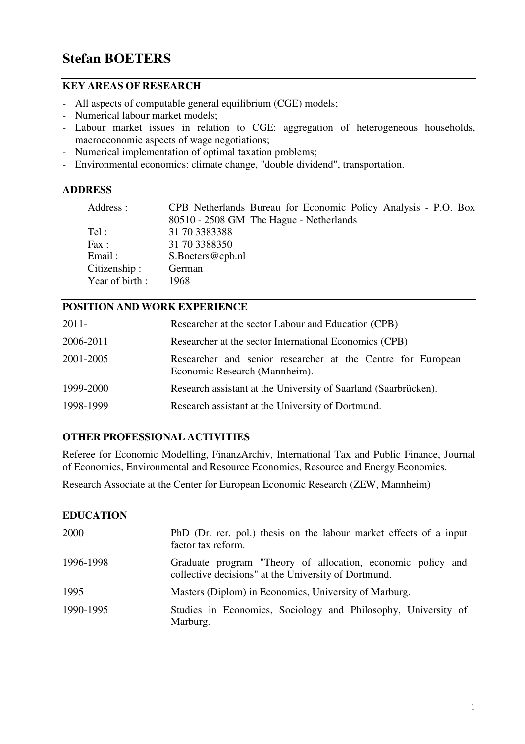# Stefan BOETERS

## KEY AREAS OF RESEARCH

- All aspects of computable general equilibrium (CGE) models;
- Numerical labour market models;
- Labour market issues in relation to CGE: aggregation of heterogeneous households, macroeconomic aspects of wage negotiations;
- Numerical implementation of optimal taxation problems;
- Environmental economics: climate change, "double dividend", transportation.

## ADDRESS

| | |
|---|---|
| Address : | CPB Netherlands Bureau for Economic Policy Analysis - P.O. Box 80510 - 2508 GM The Hague - Netherlands |
| Tel : | 31 70 3383388 |
| Fax : | 31 70 3388350 |
| Email : | S.Boeters@cpb.nl |
| Citizenship : | German |
| Year of birth : | 1968 |

## POSITION AND WORK EXPERIENCE

| | |
|---|---|
| 2011- | Researcher at the sector Labour and Education (CPB) |
| 2006-2011 | Researcher at the sector International Economics (CPB) |
| 2001-2005 | Researcher and senior researcher at the Centre for European Economic Research (Mannheim). |
| 1999-2000 | Research assistant at the University of Saarland (Saarbrücken). |
| 1998-1999 | Research assistant at the University of Dortmund. |

## OTHER PROFESSIONAL ACTIVITIES

Referee for Economic Modelling, FinanzArchiv, International Tax and Public Finance, Journal of Economics, Environmental and Resource Economics, Resource and Energy Economics.

Research Associate at the Center for European Economic Research (ZEW, Mannheim)

## EDUCATION

| | |
|---|---|
| 2000 | PhD (Dr. rer. pol.) thesis on the labour market effects of a input factor tax reform. |
| 1996-1998 | Graduate program "Theory of allocation, economic policy and collective decisions" at the University of Dortmund. |
| 1995 | Masters (Diplom) in Economics, University of Marburg. |
| 1990-1995 | Studies in Economics, Sociology and Philosophy, University of Marburg. |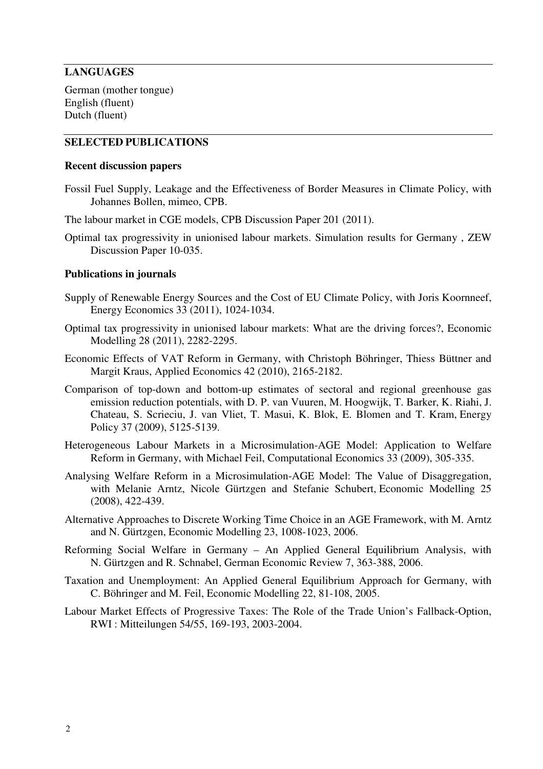## LANGUAGES

German (mother tongue)
English (fluent)
Dutch (fluent)

## SELECTED PUBLICATIONS

### Recent discussion papers

Fossil Fuel Supply, Leakage and the Effectiveness of Border Measures in Climate Policy, with Johannes Bollen, mimeo, CPB.

The labour market in CGE models, CPB Discussion Paper 201 (2011).

Optimal tax progressivity in unionised labour markets. Simulation results for Germany , ZEW Discussion Paper 10-035.

### Publications in journals

Supply of Renewable Energy Sources and the Cost of EU Climate Policy, with Joris Koornneef, Energy Economics 33 (2011), 1024-1034.

Optimal tax progressivity in unionised labour markets: What are the driving forces?, Economic Modelling 28 (2011), 2282-2295.

Economic Effects of VAT Reform in Germany, with Christoph Böhringer, Thiess Büttner and Margit Kraus, Applied Economics 42 (2010), 2165-2182.

Comparison of top-down and bottom-up estimates of sectoral and regional greenhouse gas emission reduction potentials, with D. P. van Vuuren, M. Hoogwijk, T. Barker, K. Riahi, J. Chateau, S. Scrieciu, J. van Vliet, T. Masui, K. Blok, E. Blomen and T. Kram, Energy Policy 37 (2009), 5125-5139.

Heterogeneous Labour Markets in a Microsimulation-AGE Model: Application to Welfare Reform in Germany, with Michael Feil, Computational Economics 33 (2009), 305-335.

Analysing Welfare Reform in a Microsimulation-AGE Model: The Value of Disaggregation, with Melanie Arntz, Nicole Gürtzgen and Stefanie Schubert, Economic Modelling 25 (2008), 422-439.

Alternative Approaches to Discrete Working Time Choice in an AGE Framework, with M. Arntz and N. Gürtzgen, Economic Modelling 23, 1008-1023, 2006.

Reforming Social Welfare in Germany – An Applied General Equilibrium Analysis, with N. Gürtzgen and R. Schnabel, German Economic Review 7, 363-388, 2006.

Taxation and Unemployment: An Applied General Equilibrium Approach for Germany, with C. Böhringer and M. Feil, Economic Modelling 22, 81-108, 2005.

Labour Market Effects of Progressive Taxes: The Role of the Trade Union's Fallback-Option, RWI : Mitteilungen 54/55, 169-193, 2003-2004.